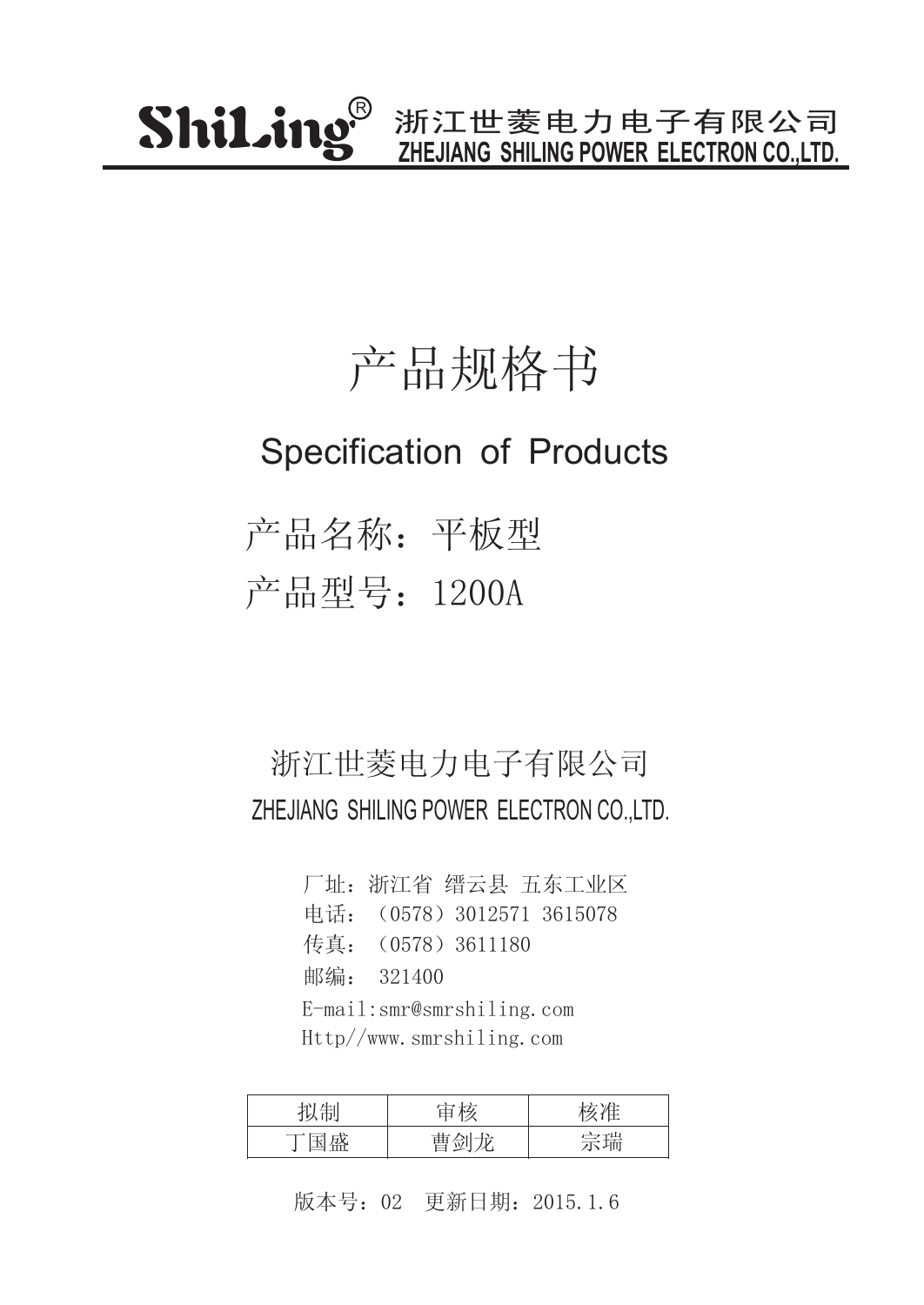ShiLing® 浙江世菱电力电子有限公司
ZHEJIANG SHILING POWER ELECTRON CO.,LTD.

# 产品规格书

## Specification of Products

## 产品名称：平板型

## 产品型号：1200A

浙江世菱电力电子有限公司

ZHEJIANG SHILING POWER ELECTRON CO.,LTD.

厂址：浙江省 缙云县 五东工业区
电话：（0578）3012571 3615078
传真：（0578）3611180
邮编： 321400
E-mail:smr@smrshiling.com
Http//www.smrshiling.com

| 拟制 | 审核 | 核准 |
| --- | --- | --- |
| 丁国盛 | 曹剑龙 | 宗瑞 |

版本号：02 更新日期：2015.1.6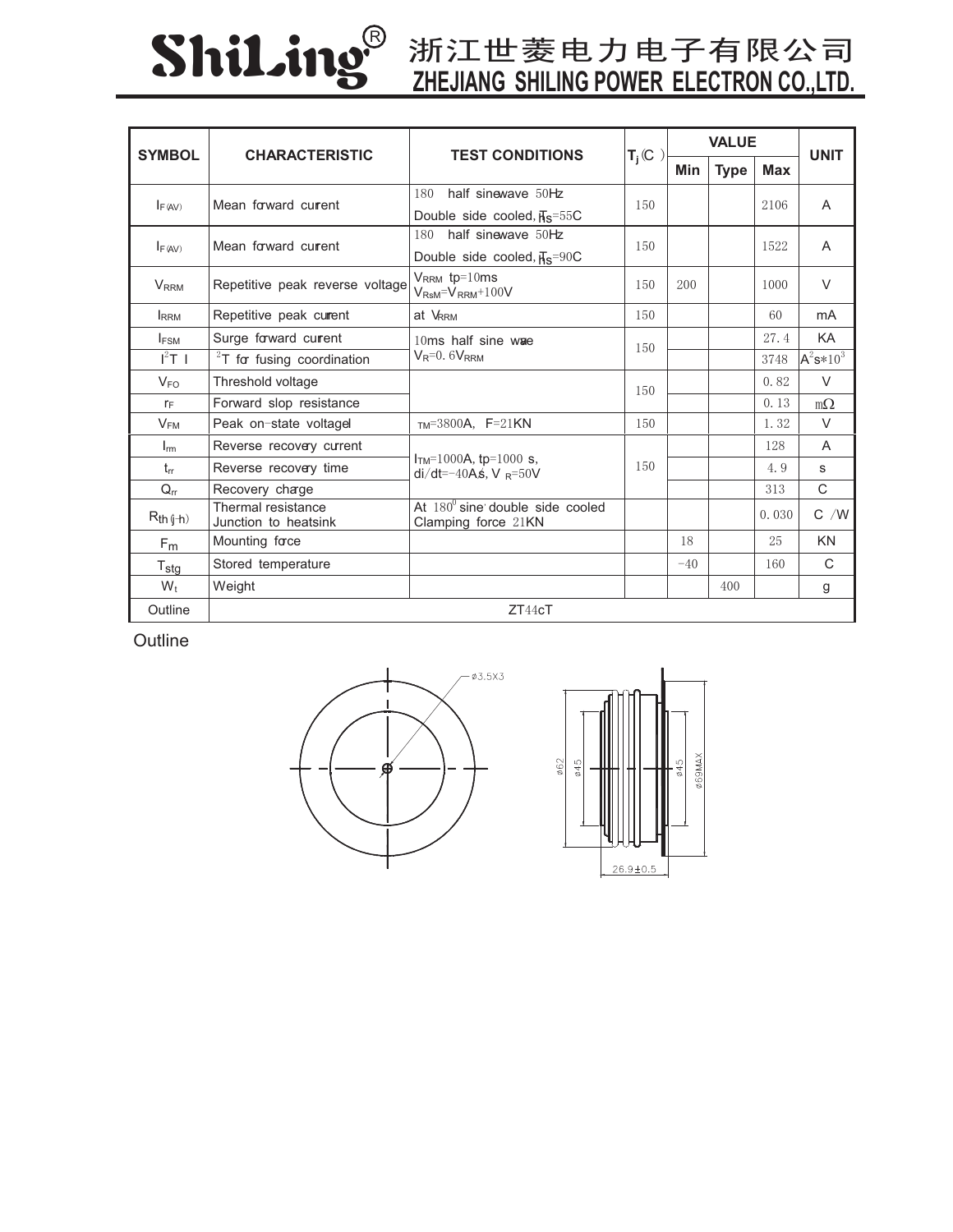# ShiLing® 浙江世菱电力电子有限公司
## ZHEJIANG SHILING POWER ELECTRON CO.,LTD.

| SYMBOL | CHARACTERISTIC | TEST CONDITIONS | $T_j$(C ) | VALUE | | | UNIT |
|---|---|---|---|---|---|---|---|
| | | | | Min | Type | Max | |
| $I_{F(AV)}$ | Mean forward current | 180 half sinewave 50Hz Double side cooled, $T_{hs}$=55C | 150 | | | 2106 | A |
| $I_{F(AV)}$ | Mean forward current | 180 half sinewave 50Hz Double side cooled, $T_{hs}$=90C | 150 | | | 1522 | A |
| $V_{RRM}$ | Repetitive peak reverse voltage | $V_{RRM}$ tp=10ms $V_{RSM}$=$V_{RRM}$+100V | 150 | 200 | | 1000 | V |
| $I_{RRM}$ | Repetitive peak current | at $V_{RRM}$ | 150 | | | 60 | mA |
| $I_{FSM}$ | Surge forward current | 10ms half sine wave $V_R$=0.6$V_{RRM}$ | 150 | | | 27.4 | KA |
| $I^2T$ | $I^2T$ for fusing coordination | | | | | 3748 | $A^2s*10^3$ |
| $V_{FO}$ | Threshold voltage | | 150 | | | 0.82 | V |
| $r_F$ | Forward slop resistance | | | | | 0.13 | mΩ |
| $V_{FM}$ | Peak on-state voltage | $I_{TM}$=3800A, F=21KN | 150 | | | 1.32 | V |
| $I_{rm}$ | Reverse recovery current | $I_{TM}$=1000A, tp=1000 s, di/dt=-40A/s, $V_R$=50V | 150 | | | 128 | A |
| $t_{rr}$ | Reverse recovery time | | | | | 4.9 | s |
| $Q_{rr}$ | Recovery charge | | | | | 313 | C |
| $R_{th(j-h)}$ | Thermal resistance Junction to heatsink | At 180° sine double side cooled Clamping force 21KN | | | | 0.030 | C /W |
| $F_m$ | Mounting force | | | 18 | | 25 | KN |
| $T_{stg}$ | Stored temperature | | | -40 | | 160 | C |
| $W_t$ | Weight | | | | 400 | | g |
| Outline | ZT44cT | | | | | | |

Outline

ø3.5X3

ø62 ø45 ø45 ø69MAX

26.9±0.5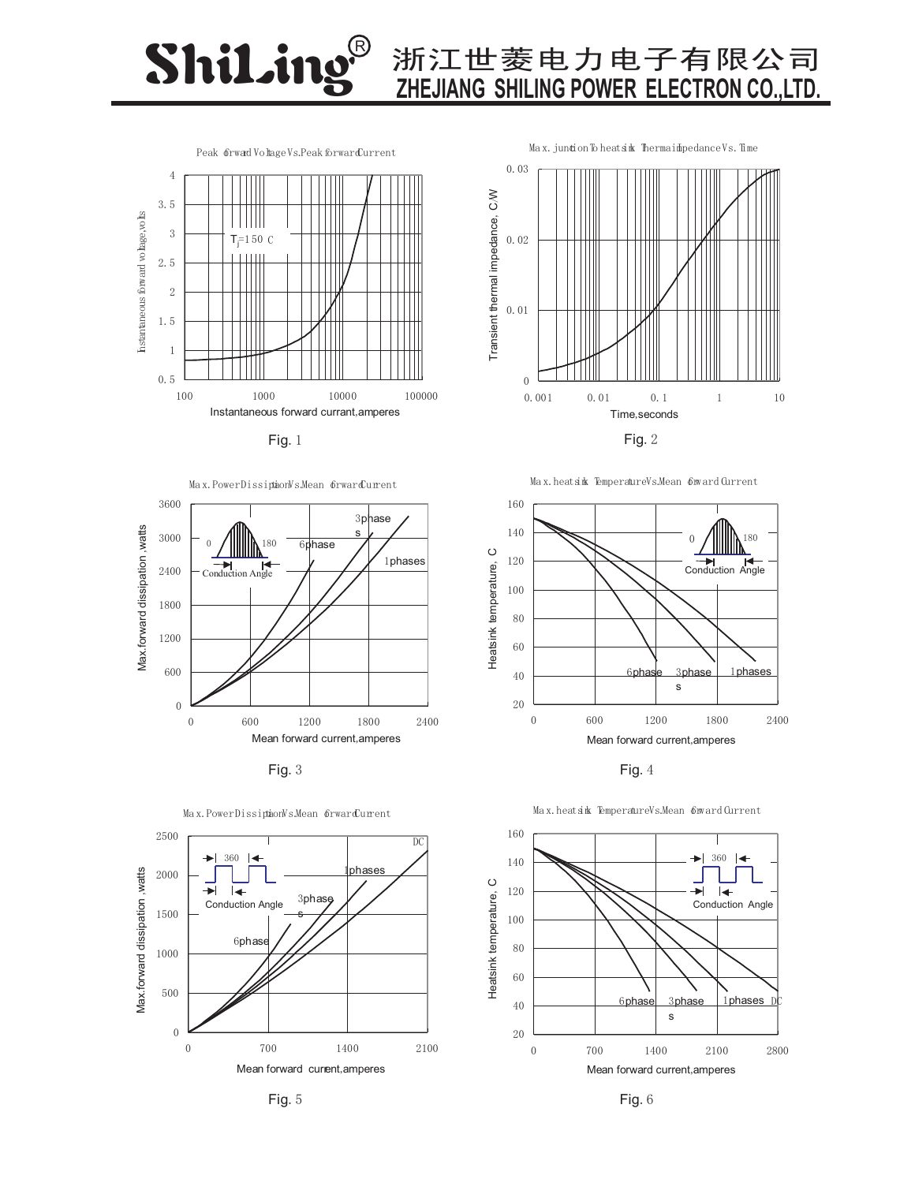# ShiLing® 浙江世菱电力电子有限公司
## ZHEJIANG SHILING POWER ELECTRON CO.,LTD.

Peak forward Voltage Vs.Peak forward Current

$T_j$=150 C

Instantaneous forward voltage,volts

0.5, 1, 1.5, 2, 2.5, 3, 3.5, 4

100, 1000, 10000, 100000

Instantaneous forward currant,amperes

Fig. 1

Max. junction To heatsink Thermal impedance Vs. Time

Transient thermal impedance, C/W

0, 0.01, 0.02, 0.03

0.001, 0.01, 0.1, 1, 10

Time,seconds

Fig. 2

Max.Power Dissipation Vs.Mean forward Current

0, 180, Conduction Angle

6phase, 3phases, 1phases

Max.forward dissipation ,watts

0, 600, 1200, 1800, 2400, 3000, 3600

0, 600, 1200, 1800, 2400

Mean forward current,amperes

Fig. 3

Max.heatsink Temperature Vs.Mean forward Current

0, 180, Conduction Angle

6phase, 3phases, 1phases

Heatsink temperature, C

20, 40, 60, 80, 100, 120, 140, 160

0, 600, 1200, 1800, 2400

Mean forward current,amperes

Fig. 4

Max.Power Dissipation Vs.Mean forward Current

360, Conduction Angle

DC, 1phases, 3phases, 6phase

Max.forward dissipation ,watts

0, 500, 1000, 1500, 2000, 2500

0, 700, 1400, 2100

Mean forward current,amperes

Fig. 5

Max.heatsink Temperature Vs.Mean forward Current

360, Conduction Angle

6phase, 3phases, 1phases, DC

Heatsink temperature, C

20, 40, 60, 80, 100, 120, 140, 160

0, 700, 1400, 2100, 2800

Mean forward current,amperes

Fig. 6